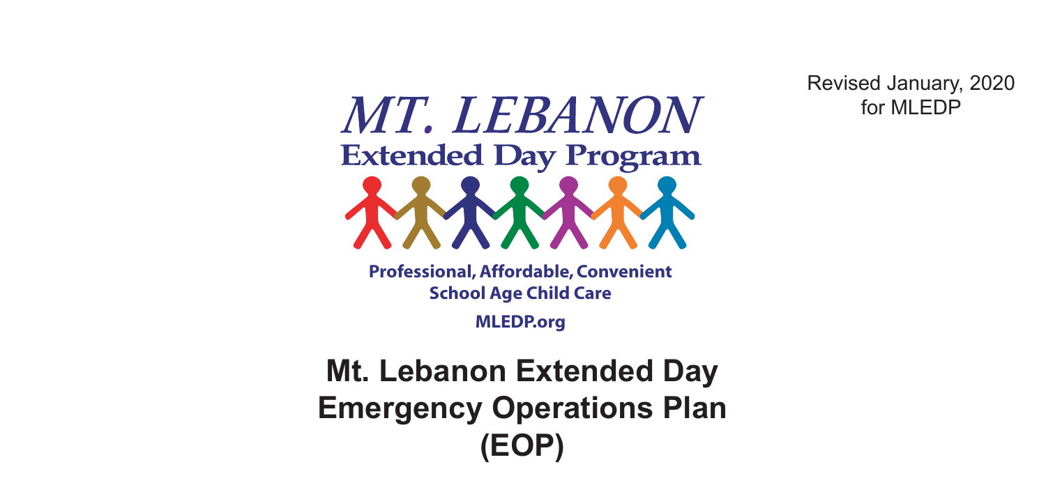Revised January, 2020
for MLEDP

MT. LEBANON
Extended Day Program

Professional, Affordable, Convenient
School Age Child Care

MLEDP.org

# Mt. Lebanon Extended Day Emergency Operations Plan (EOP)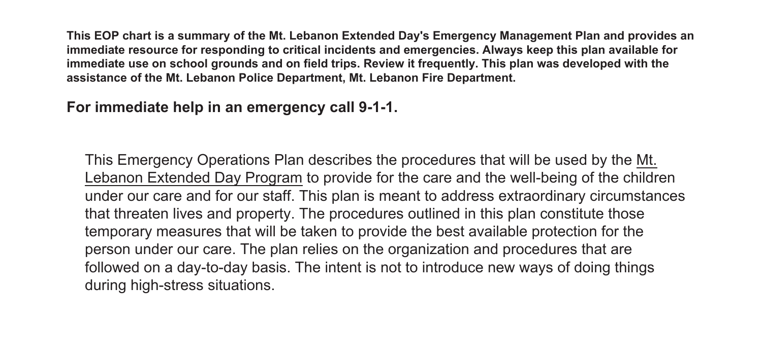**This EOP chart is a summary of the Mt. Lebanon Extended Day's Emergency Management Plan and provides an immediate resource for responding to critical incidents and emergencies. Always keep this plan available for immediate use on school grounds and on field trips. Review it frequently. This plan was developed with the assistance of the Mt. Lebanon Police Department, Mt. Lebanon Fire Department.**

## For immediate help in an emergency call 9-1-1.

This Emergency Operations Plan describes the procedures that will be used by the Mt. Lebanon Extended Day Program to provide for the care and the well-being of the children under our care and for our staff. This plan is meant to address extraordinary circumstances that threaten lives and property. The procedures outlined in this plan constitute those temporary measures that will be taken to provide the best available protection for the person under our care. The plan relies on the organization and procedures that are followed on a day-to-day basis. The intent is not to introduce new ways of doing things during high-stress situations.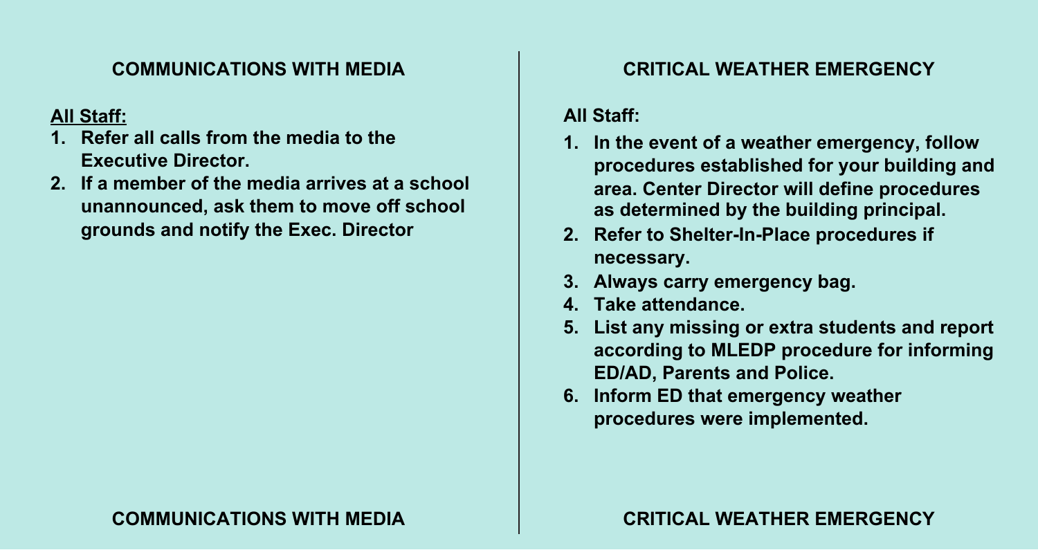## COMMUNICATIONS WITH MEDIA

**All Staff:**

1. **Refer all calls from the media to the Executive Director.**
2. **If a member of the media arrives at a school unannounced, ask them to move off school grounds and notify the Exec. Director**

## CRITICAL WEATHER EMERGENCY

**All Staff:**

1. **In the event of a weather emergency, follow procedures established for your building and area. Center Director will define procedures as determined by the building principal.**
2. **Refer to Shelter-In-Place procedures if necessary.**
3. **Always carry emergency bag.**
4. **Take attendance.**
5. **List any missing or extra students and report according to MLEDP procedure for informing ED/AD, Parents and Police.**
6. **Inform ED that emergency weather procedures were implemented.**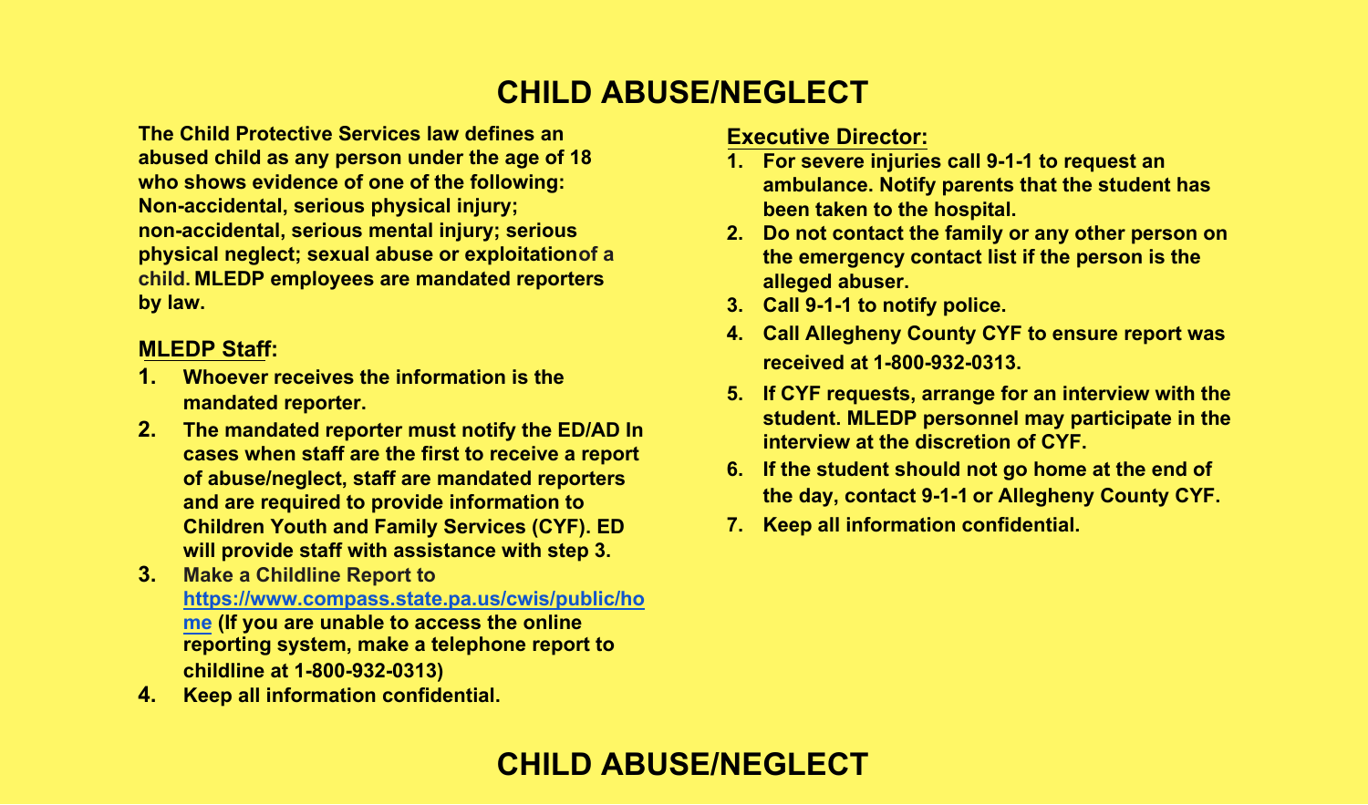# CHILD ABUSE/NEGLECT

**The Child Protective Services law defines an abused child as any person under the age of 18 who shows evidence of one of the following: Non-accidental, serious physical injury; non-accidental, serious mental injury; serious physical neglect; sexual abuse or exploitationof a child. MLEDP employees are mandated reporters by law.**

## MLEDP Staff:

1. **Whoever receives the information is the mandated reporter.**
2. **The mandated reporter must notify the ED/AD In cases when staff are the first to receive a report of abuse/neglect, staff are mandated reporters and are required to provide information to Children Youth and Family Services (CYF). ED will provide staff with assistance with step 3.**
3. **Make a Childline Report to [https://www.compass.state.pa.us/cwis/public/home](https://www.compass.state.pa.us/cwis/public/home) (If you are unable to access the online reporting system, make a telephone report to childline at 1-800-932-0313)**
4. **Keep all information confidential.**

## Executive Director:

1. **For severe injuries call 9-1-1 to request an ambulance. Notify parents that the student has been taken to the hospital.**
2. **Do not contact the family or any other person on the emergency contact list if the person is the alleged abuser.**
3. **Call 9-1-1 to notify police.**
4. **Call Allegheny County CYF to ensure report was received at 1-800-932-0313.**
5. **If CYF requests, arrange for an interview with the student. MLEDP personnel may participate in the interview at the discretion of CYF.**
6. **If the student should not go home at the end of the day, contact 9-1-1 or Allegheny County CYF.**
7. **Keep all information confidential.**

# CHILD ABUSE/NEGLECT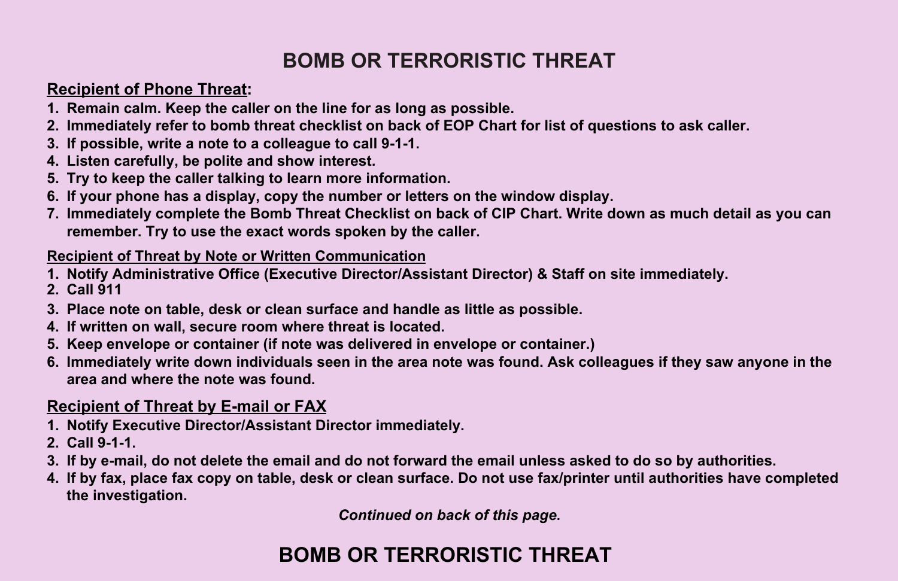# BOMB OR TERRORISTIC THREAT

**Recipient of Phone Threat:**

1. **Remain calm. Keep the caller on the line for as long as possible.**
2. **Immediately refer to bomb threat checklist on back of EOP Chart for list of questions to ask caller.**
3. **If possible, write a note to a colleague to call 9-1-1.**
4. **Listen carefully, be polite and show interest.**
5. **Try to keep the caller talking to learn more information.**
6. **If your phone has a display, copy the number or letters on the window display.**
7. **Immediately complete the Bomb Threat Checklist on back of CIP Chart. Write down as much detail as you can remember. Try to use the exact words spoken by the caller.**

**Recipient of Threat by Note or Written Communication**

1. **Notify Administrative Office (Executive Director/Assistant Director) & Staff on site immediately.**
2. **Call 911**
3. **Place note on table, desk or clean surface and handle as little as possible.**
4. **If written on wall, secure room where threat is located.**
5. **Keep envelope or container (if note was delivered in envelope or container.)**
6. **Immediately write down individuals seen in the area note was found. Ask colleagues if they saw anyone in the area and where the note was found.**

**Recipient of Threat by E-mail or FAX**

1. **Notify Executive Director/Assistant Director immediately.**
2. **Call 9-1-1.**
3. **If by e-mail, do not delete the email and do not forward the email unless asked to do so by authorities.**
4. **If by fax, place fax copy on table, desk or clean surface. Do not use fax/printer until authorities have completed the investigation.**

***Continued on back of this page.***

# BOMB OR TERRORISTIC THREAT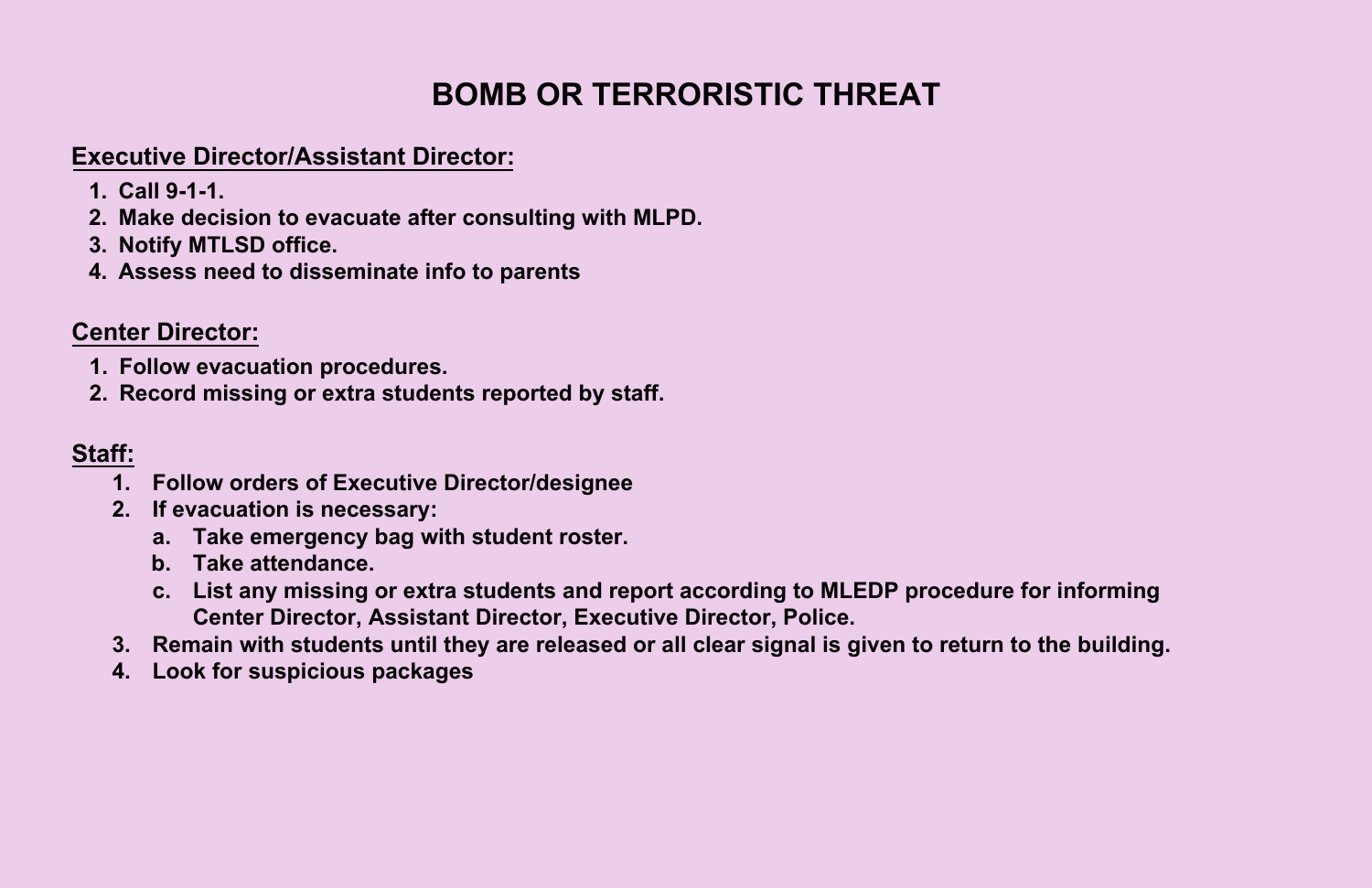# BOMB OR TERRORISTIC THREAT

**Executive Director/Assistant Director:**

1. **Call 9-1-1.**
2. **Make decision to evacuate after consulting with MLPD.**
3. **Notify MTLSD office.**
4. **Assess need to disseminate info to parents**

**Center Director:**

1. **Follow evacuation procedures.**
2. **Record missing or extra students reported by staff.**

**Staff:**

1. **Follow orders of Executive Director/designee**
2. **If evacuation is necessary:**
   a. **Take emergency bag with student roster.**
   b. **Take attendance.**
   c. **List any missing or extra students and report according to MLEDP procedure for informing Center Director, Assistant Director, Executive Director, Police.**
3. **Remain with students until they are released or all clear signal is given to return to the building.**
4. **Look for suspicious packages**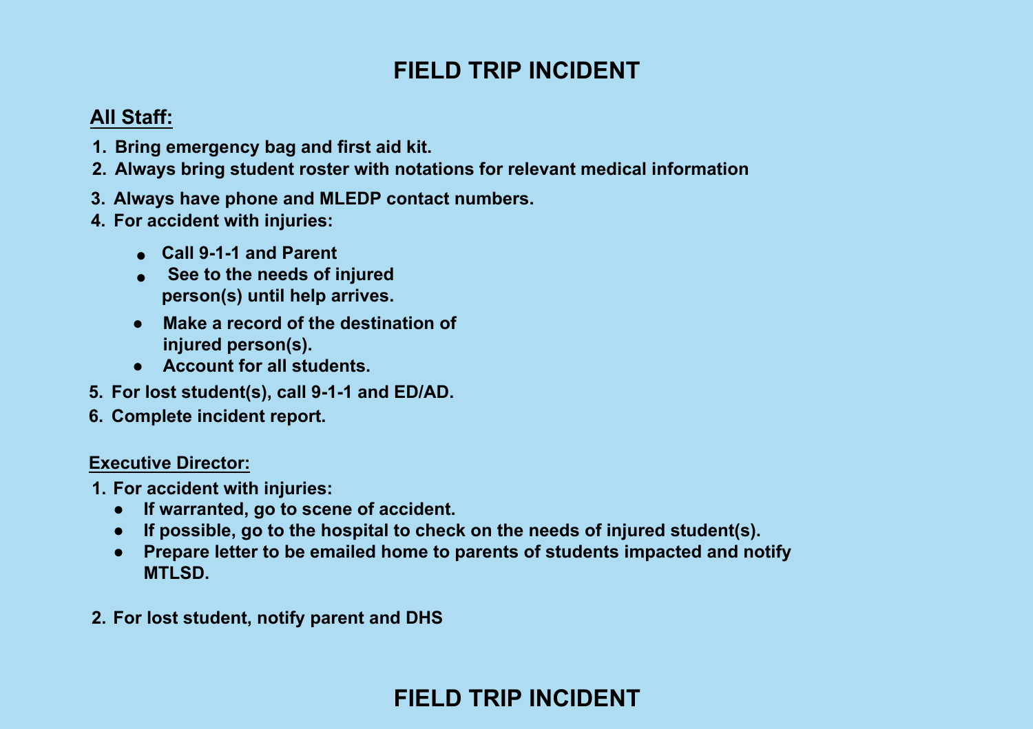# FIELD TRIP INCIDENT

**All Staff:**

1. **Bring emergency bag and first aid kit.**
2. **Always bring student roster with notations for relevant medical information**
3. **Always have phone and MLEDP contact numbers.**
4. **For accident with injuries:**
   - **Call 9-1-1 and Parent**
   - **See to the needs of injured person(s) until help arrives.**
   - **Make a record of the destination of injured person(s).**
   - **Account for all students.**
5. **For lost student(s), call 9-1-1 and ED/AD.**
6. **Complete incident report.**

**Executive Director:**

1. **For accident with injuries:**
   - **If warranted, go to scene of accident.**
   - **If possible, go to the hospital to check on the needs of injured student(s).**
   - **Prepare letter to be emailed home to parents of students impacted and notify MTLSD.**
2. **For lost student, notify parent and DHS**

# FIELD TRIP INCIDENT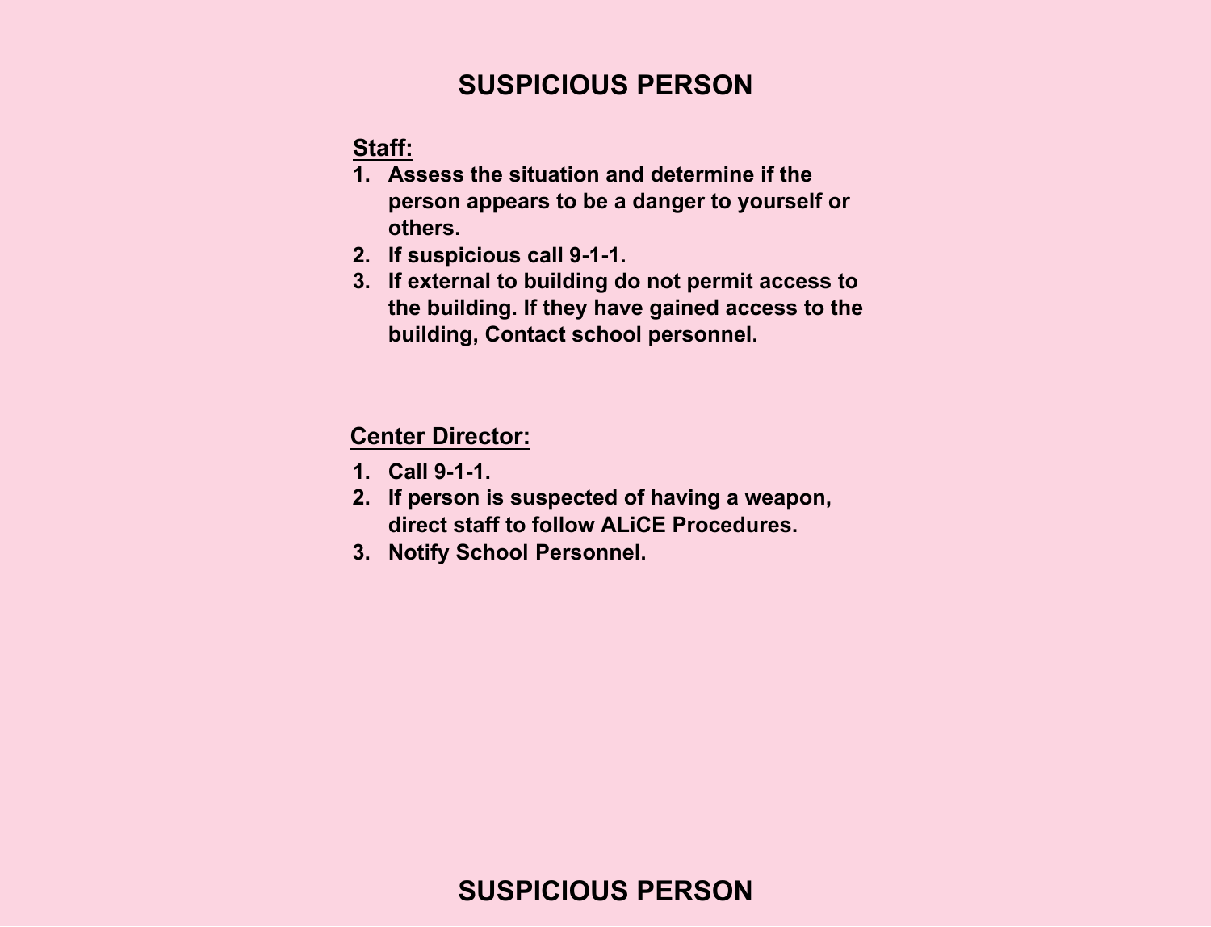# SUSPICIOUS PERSON

**Staff:**

1. **Assess the situation and determine if the person appears to be a danger to yourself or others.**
2. **If suspicious call 9-1-1.**
3. **If external to building do not permit access to the building. If they have gained access to the building, Contact school personnel.**

**Center Director:**

1. **Call 9-1-1.**
2. **If person is suspected of having a weapon, direct staff to follow ALiCE Procedures.**
3. **Notify School Personnel.**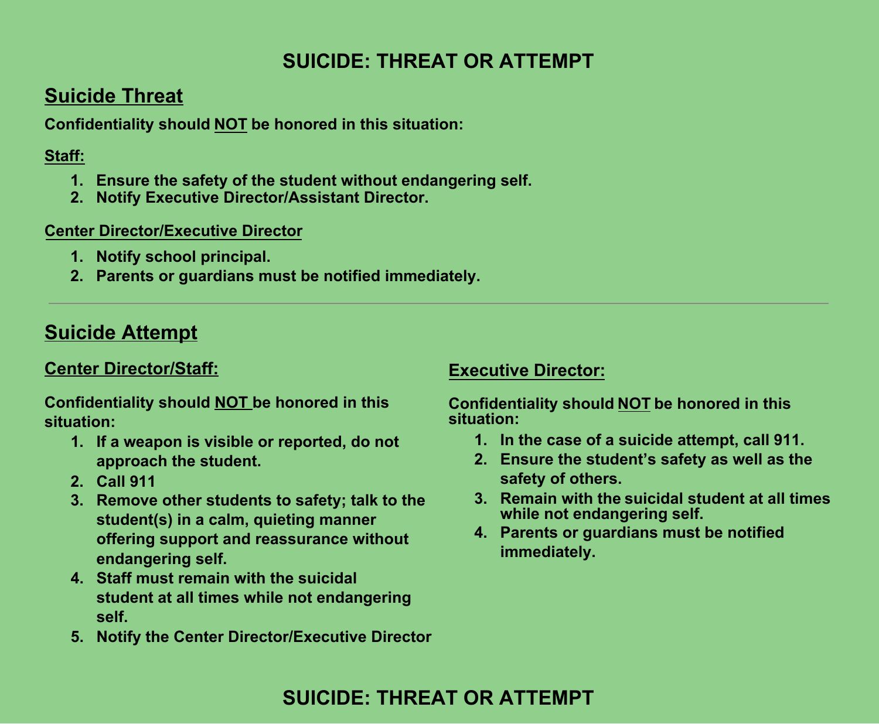# SUICIDE: THREAT OR ATTEMPT

## Suicide Threat

**Confidentiality should NOT be honored in this situation:**

### Staff:

1. **Ensure the safety of the student without endangering self.**
2. **Notify Executive Director/Assistant Director.**

### Center Director/Executive Director

1. **Notify school principal.**
2. **Parents or guardians must be notified immediately.**

---

## Suicide Attempt

### Center Director/Staff:

**Confidentiality should NOT be honored in this situation:**

1. **If a weapon is visible or reported, do not approach the student.**
2. **Call 911**
3. **Remove other students to safety; talk to the student(s) in a calm, quieting manner offering support and reassurance without endangering self.**
4. **Staff must remain with the suicidal student at all times while not endangering self.**
5. **Notify the Center Director/Executive Director**

### Executive Director:

**Confidentiality should NOT be honored in this situation:**

1. **In the case of a suicide attempt, call 911.**
2. **Ensure the student's safety as well as the safety of others.**
3. **Remain with the suicidal student at all times while not endangering self.**
4. **Parents or guardians must be notified immediately.**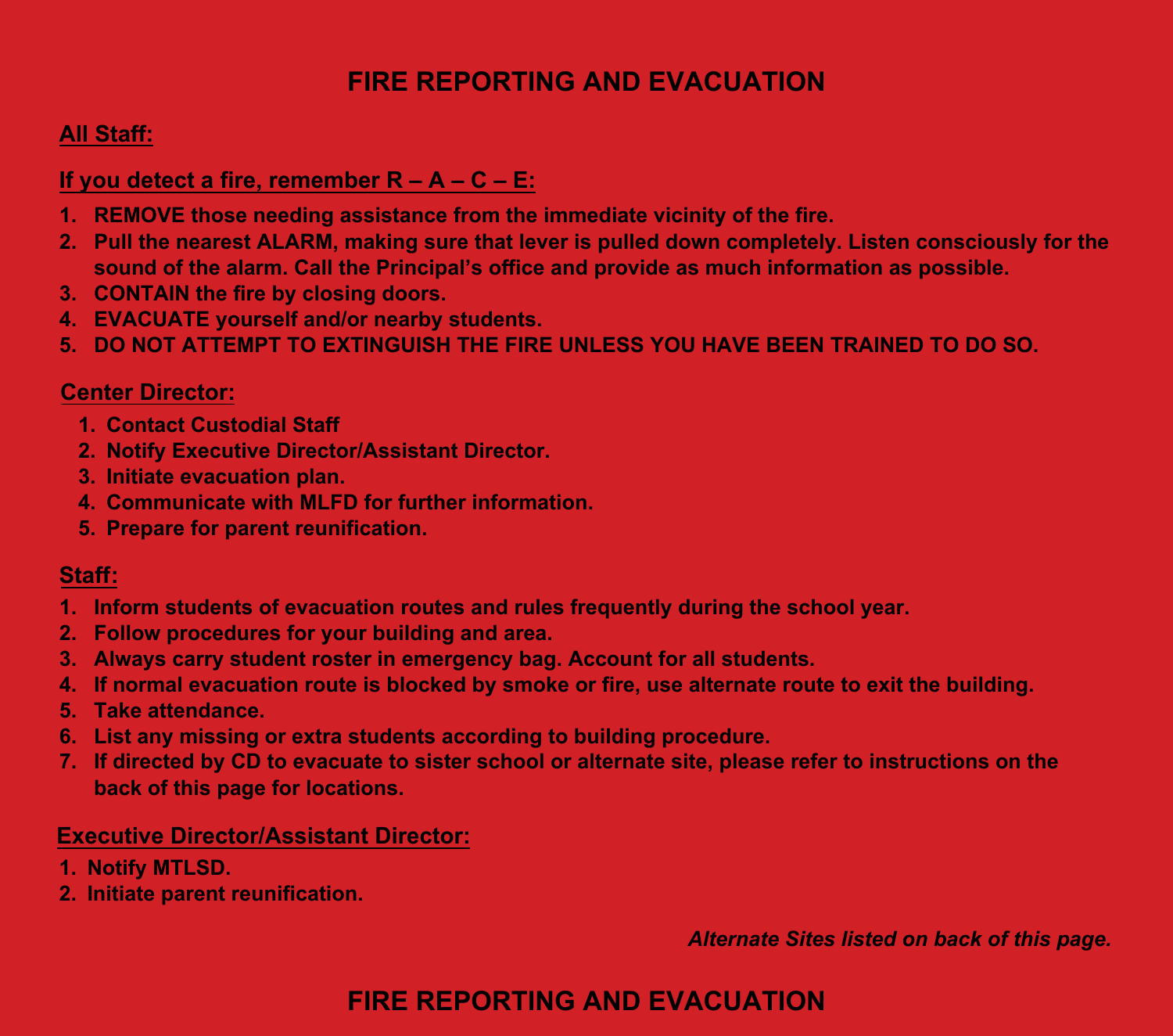# FIRE REPORTING AND EVACUATION

## All Staff:

### If you detect a fire, remember R – A – C – E:

1. **REMOVE those needing assistance from the immediate vicinity of the fire.**
2. **Pull the nearest ALARM, making sure that lever is pulled down completely. Listen consciously for the sound of the alarm. Call the Principal's office and provide as much information as possible.**
3. **CONTAIN the fire by closing doors.**
4. **EVACUATE yourself and/or nearby students.**
5. **DO NOT ATTEMPT TO EXTINGUISH THE FIRE UNLESS YOU HAVE BEEN TRAINED TO DO SO.**

## Center Director:

1. **Contact Custodial Staff**
2. **Notify Executive Director/Assistant Director.**
3. **Initiate evacuation plan.**
4. **Communicate with MLFD for further information.**
5. **Prepare for parent reunification.**

## Staff:

1. **Inform students of evacuation routes and rules frequently during the school year.**
2. **Follow procedures for your building and area.**
3. **Always carry student roster in emergency bag. Account for all students.**
4. **If normal evacuation route is blocked by smoke or fire, use alternate route to exit the building.**
5. **Take attendance.**
6. **List any missing or extra students according to building procedure.**
7. **If directed by CD to evacuate to sister school or alternate site, please refer to instructions on the back of this page for locations.**

## Executive Director/Assistant Director:

1. **Notify MTLSD.**
2. **Initiate parent reunification.**

***Alternate Sites listed on back of this page.***

# FIRE REPORTING AND EVACUATION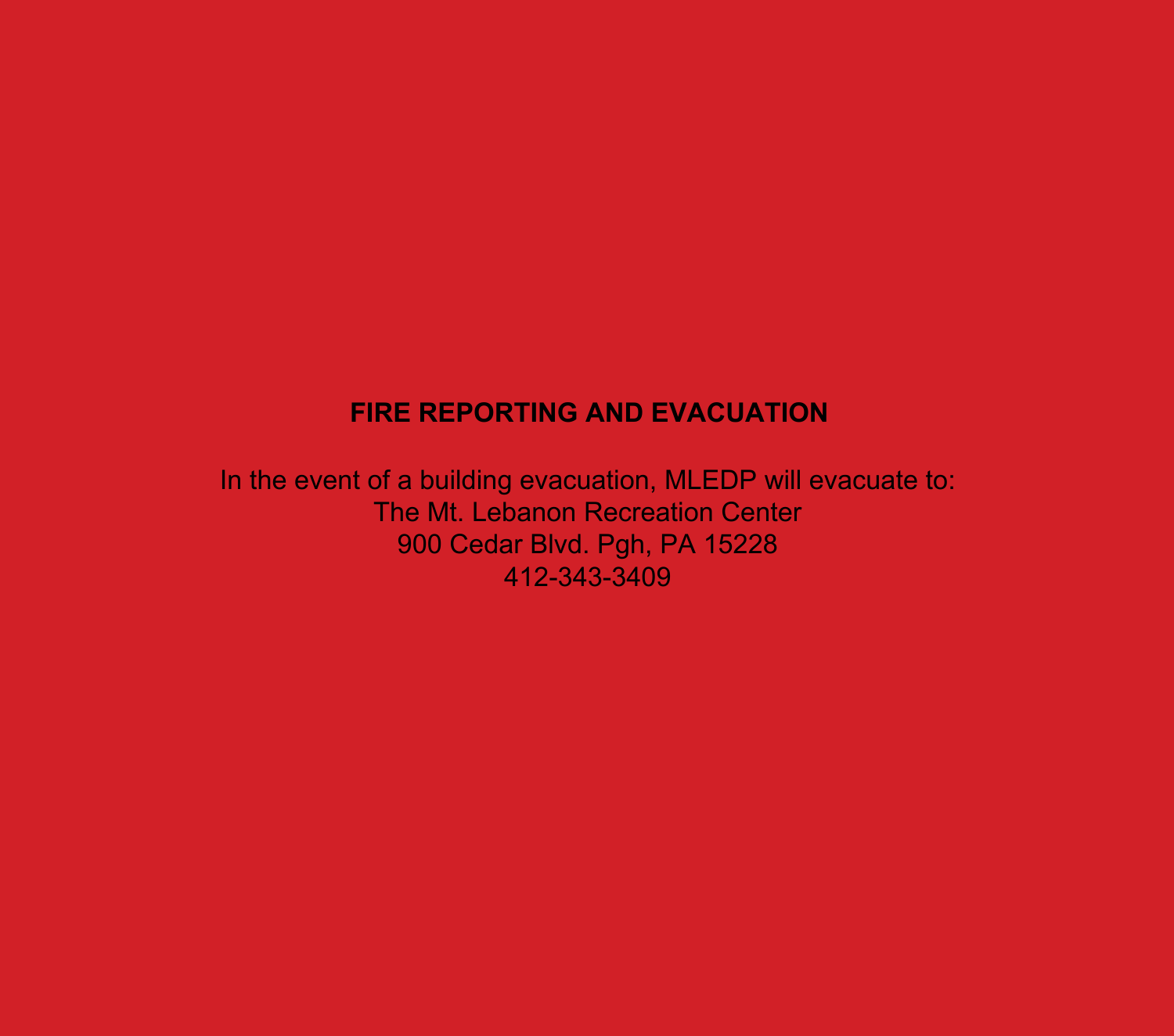## FIRE REPORTING AND EVACUATION

In the event of a building evacuation, MLEDP will evacuate to:
The Mt. Lebanon Recreation Center
900 Cedar Blvd. Pgh, PA 15228
412-343-3409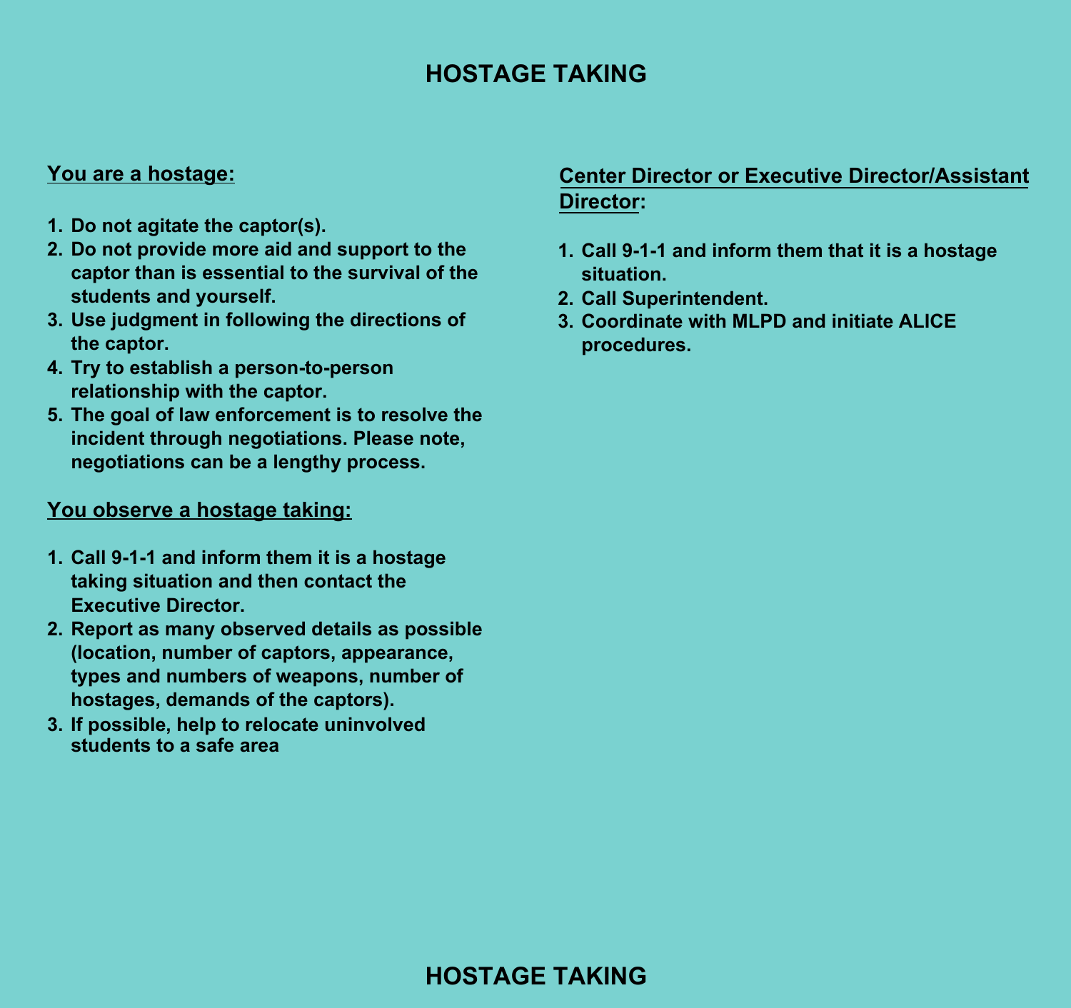# HOSTAGE TAKING

**You are a hostage:**

1. Do not agitate the captor(s).
2. Do not provide more aid and support to the captor than is essential to the survival of the students and yourself.
3. Use judgment in following the directions of the captor.
4. Try to establish a person-to-person relationship with the captor.
5. The goal of law enforcement is to resolve the incident through negotiations. Please note, negotiations can be a lengthy process.

**You observe a hostage taking:**

1. Call 9-1-1 and inform them it is a hostage taking situation and then contact the Executive Director.
2. Report as many observed details as possible (location, number of captors, appearance, types and numbers of weapons, number of hostages, demands of the captors).
3. If possible, help to relocate uninvolved students to a safe area

**Center Director or Executive Director/Assistant Director:**

1. Call 9-1-1 and inform them that it is a hostage situation.
2. Call Superintendent.
3. Coordinate with MLPD and initiate ALICE procedures.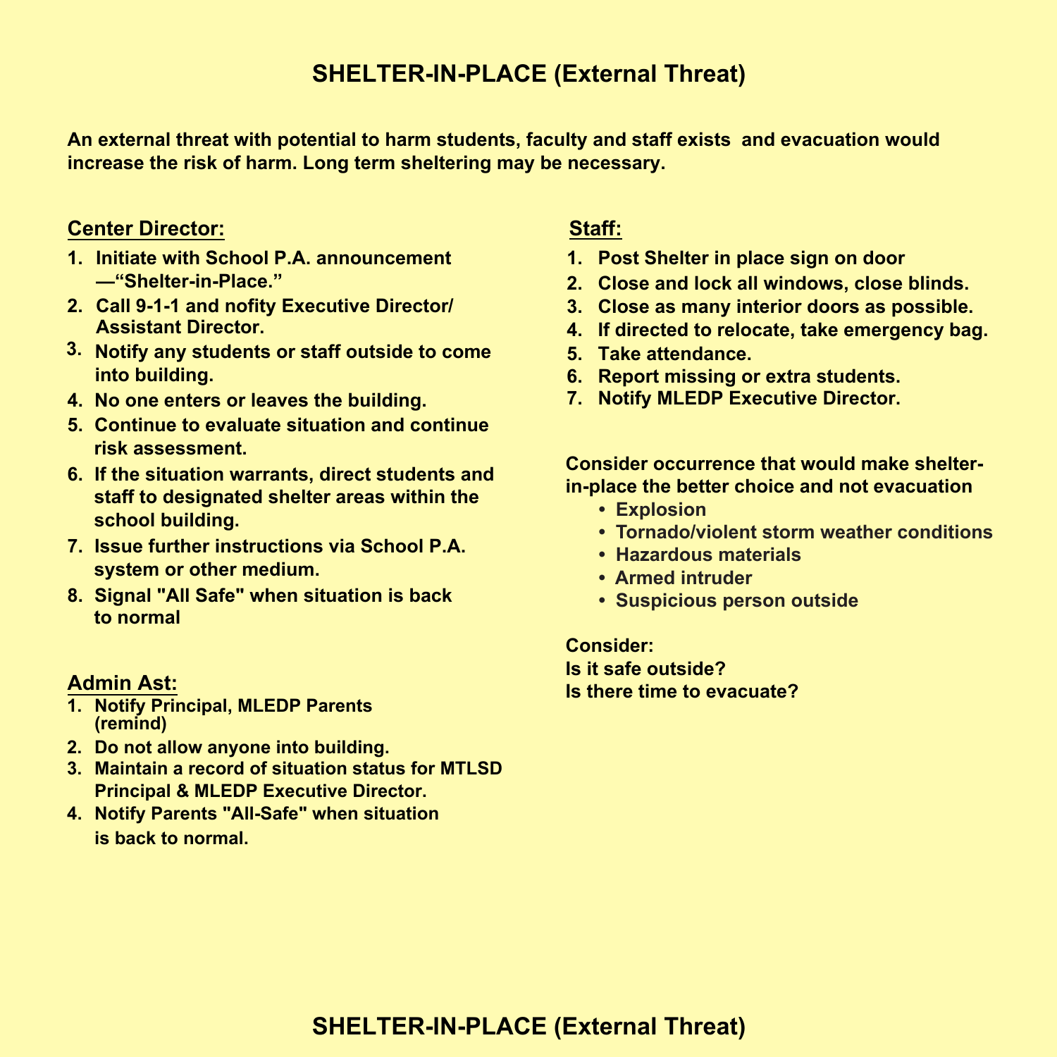# SHELTER-IN-PLACE (External Threat)

**An external threat with potential to harm students, faculty and staff exists and evacuation would increase the risk of harm. Long term sheltering may be necessary.**

## Center Director:

1. Initiate with School P.A. announcement —"Shelter-in-Place."
2. Call 9-1-1 and nofity Executive Director/ Assistant Director.
3. Notify any students or staff outside to come into building.
4. No one enters or leaves the building.
5. Continue to evaluate situation and continue risk assessment.
6. If the situation warrants, direct students and staff to designated shelter areas within the school building.
7. Issue further instructions via School P.A. system or other medium.
8. Signal "All Safe" when situation is back to normal

## Admin Ast:

1. Notify Principal, MLEDP Parents (remind)
2. Do not allow anyone into building.
3. Maintain a record of situation status for MTLSD Principal & MLEDP Executive Director.
4. Notify Parents "All-Safe" when situation is back to normal.

## Staff:

1. Post Shelter in place sign on door
2. Close and lock all windows, close blinds.
3. Close as many interior doors as possible.
4. If directed to relocate, take emergency bag.
5. Take attendance.
6. Report missing or extra students.
7. Notify MLEDP Executive Director.

**Consider occurrence that would make shelter-in-place the better choice and not evacuation**

- Explosion
- Tornado/violent storm weather conditions
- Hazardous materials
- Armed intruder
- Suspicious person outside

**Consider:**
**Is it safe outside?**
**Is there time to evacuate?**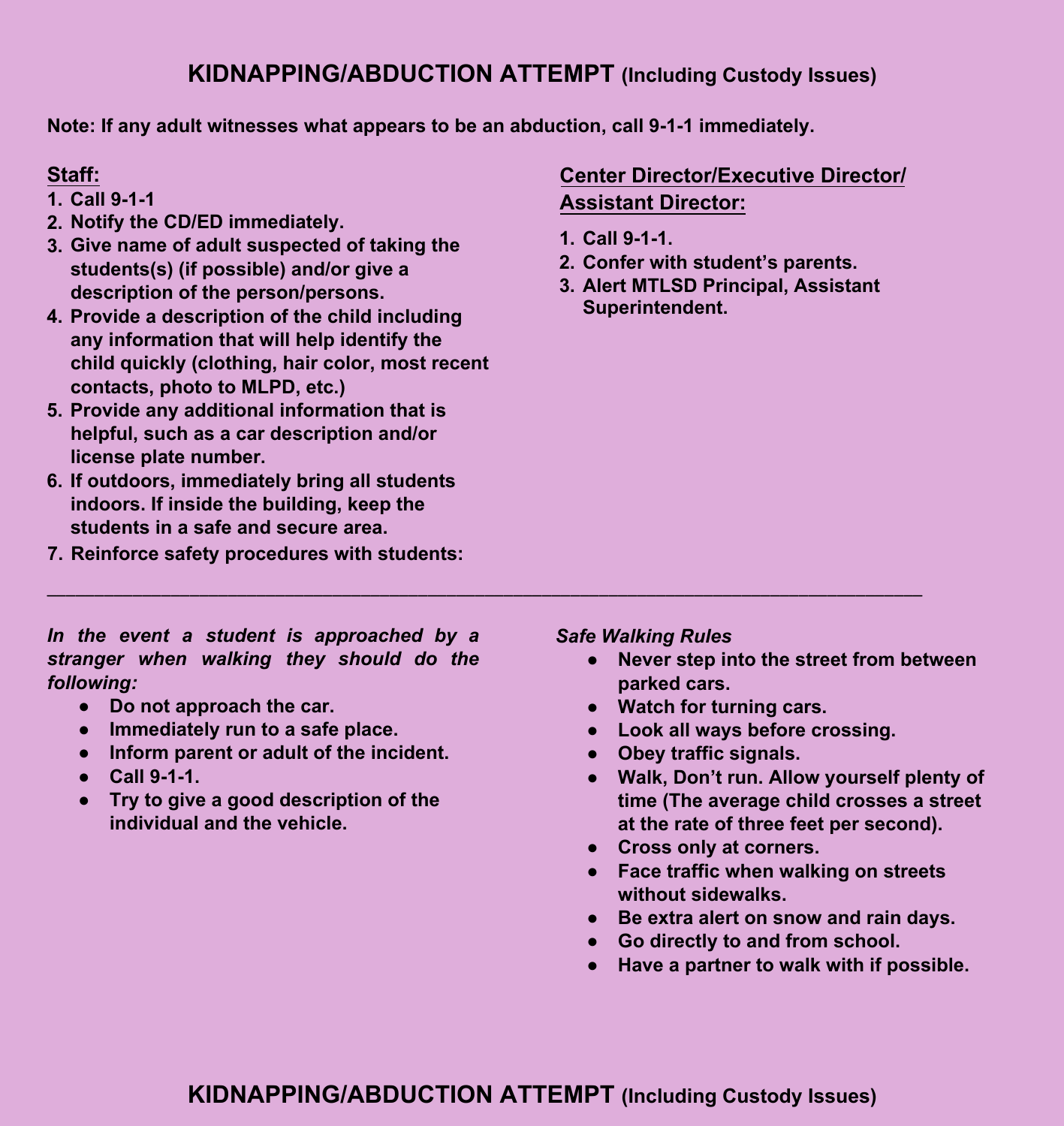# KIDNAPPING/ABDUCTION ATTEMPT (Including Custody Issues)

**Note: If any adult witnesses what appears to be an abduction, call 9-1-1 immediately.**

**Staff:**

1. **Call 9-1-1**
2. **Notify the CD/ED immediately.**
3. **Give name of adult suspected of taking the students(s) (if possible) and/or give a description of the person/persons.**
4. **Provide a description of the child including any information that will help identify the child quickly (clothing, hair color, most recent contacts, photo to MLPD, etc.)**
5. **Provide any additional information that is helpful, such as a car description and/or license plate number.**
6. **If outdoors, immediately bring all students indoors. If inside the building, keep the students in a safe and secure area.**
7. **Reinforce safety procedures with students:**

**Center Director/Executive Director/ Assistant Director:**

1. **Call 9-1-1.**
2. **Confer with student's parents.**
3. **Alert MTLSD Principal, Assistant Superintendent.**

---

***In the event a student is approached by a stranger when walking they should do the following:***

- **Do not approach the car.**
- **Immediately run to a safe place.**
- **Inform parent or adult of the incident.**
- **Call 9-1-1.**
- **Try to give a good description of the individual and the vehicle.**

***Safe Walking Rules***

- **Never step into the street from between parked cars.**
- **Watch for turning cars.**
- **Look all ways before crossing.**
- **Obey traffic signals.**
- **Walk, Don't run. Allow yourself plenty of time (The average child crosses a street at the rate of three feet per second).**
- **Cross only at corners.**
- **Face traffic when walking on streets without sidewalks.**
- **Be extra alert on snow and rain days.**
- **Go directly to and from school.**
- **Have a partner to walk with if possible.**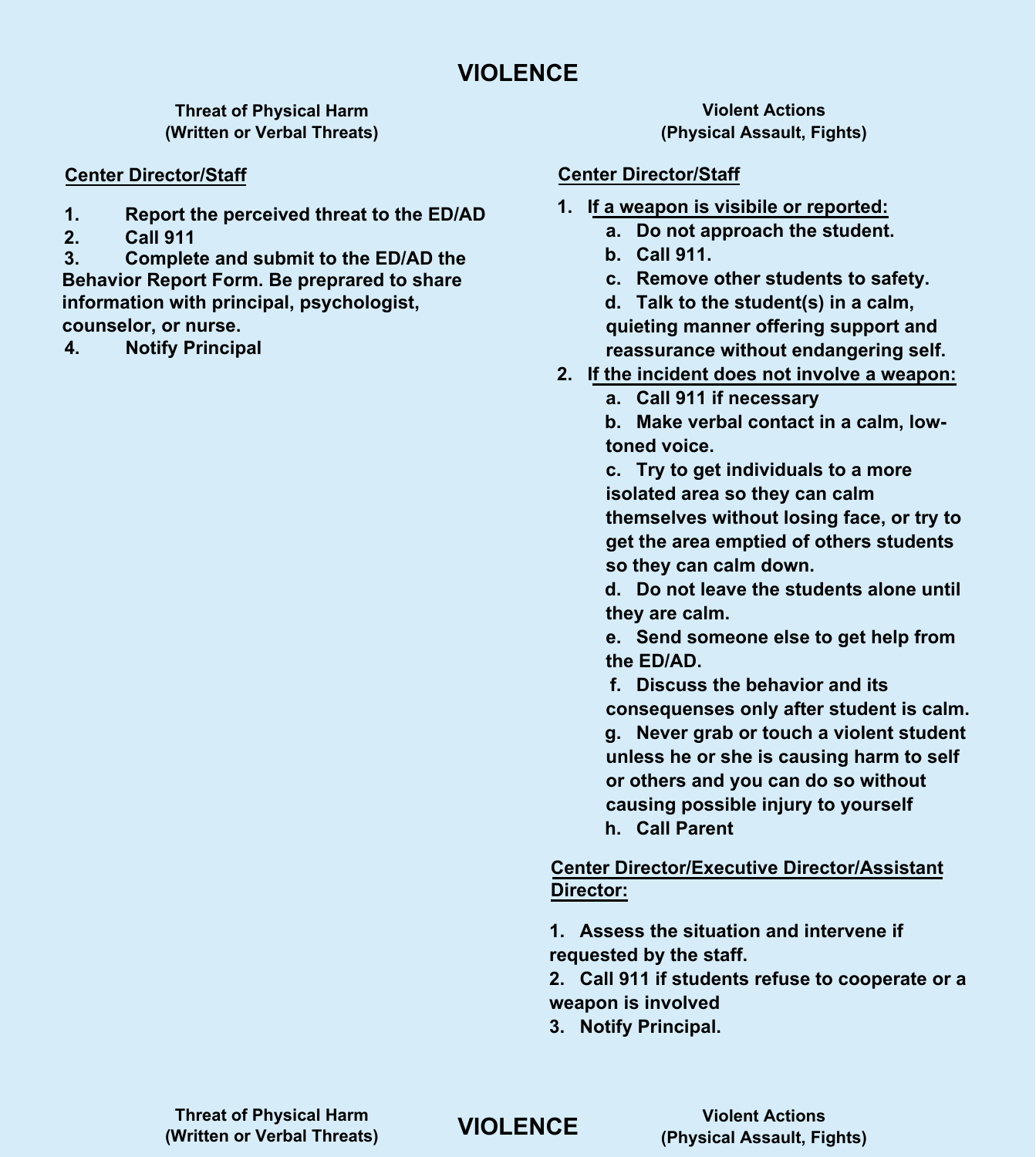# VIOLENCE

## Threat of Physical Harm (Written or Verbal Threats)

**Center Director/Staff**

1. Report the perceived threat to the ED/AD
2. Call 911
3. Complete and submit to the ED/AD the Behavior Report Form. Be preprared to share information with principal, psychologist, counselor, or nurse.
4. Notify Principal

## Violent Actions (Physical Assault, Fights)

**Center Director/Staff**

1. **If a weapon is visibile or reported:**
   a. Do not approach the student.
   b. Call 911.
   c. Remove other students to safety.
   d. Talk to the student(s) in a calm, quieting manner offering support and reassurance without endangering self.
2. **If the incident does not involve a weapon:**
   a. Call 911 if necessary
   b. Make verbal contact in a calm, low-toned voice.
   c. Try to get individuals to a more isolated area so they can calm themselves without losing face, or try to get the area emptied of others students so they can calm down.
   d. Do not leave the students alone until they are calm.
   e. Send someone else to get help from the ED/AD.
   f. Discuss the behavior and its consequenses only after student is calm.
   g. Never grab or touch a violent student unless he or she is causing harm to self or others and you can do so without causing possible injury to yourself
   h. Call Parent

**Center Director/Executive Director/Assistant Director:**

1. Assess the situation and intervene if requested by the staff.
2. Call 911 if students refuse to cooperate or a weapon is involved
3. Notify Principal.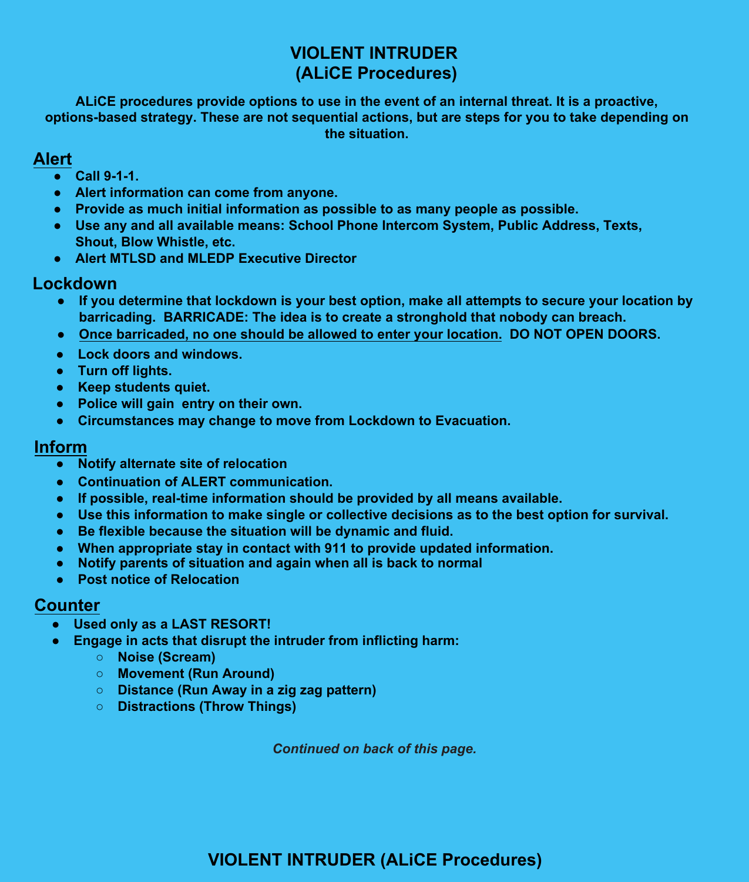# VIOLENT INTRUDER
# (ALiCE Procedures)

**ALiCE procedures provide options to use in the event of an internal threat. It is a proactive, options-based strategy. These are not sequential actions, but are steps for you to take depending on the situation.**

## Alert

- **Call 9-1-1.**
- **Alert information can come from anyone.**
- **Provide as much initial information as possible to as many people as possible.**
- **Use any and all available means: School Phone Intercom System, Public Address, Texts, Shout, Blow Whistle, etc.**
- **Alert MTLSD and MLEDP Executive Director**

## Lockdown

- **If you determine that lockdown is your best option, make all attempts to secure your location by barricading. BARRICADE: The idea is to create a stronghold that nobody can breach.**
- **<u>Once barricaded, no one should be allowed to enter your location.</u> DO NOT OPEN DOORS.**
- **Lock doors and windows.**
- **Turn off lights.**
- **Keep students quiet.**
- **Police will gain entry on their own.**
- **Circumstances may change to move from Lockdown to Evacuation.**

## Inform

- **Notify alternate site of relocation**
- **Continuation of ALERT communication.**
- **If possible, real-time information should be provided by all means available.**
- **Use this information to make single or collective decisions as to the best option for survival.**
- **Be flexible because the situation will be dynamic and fluid.**
- **When appropriate stay in contact with 911 to provide updated information.**
- **Notify parents of situation and again when all is back to normal**
- **Post notice of Relocation**

## Counter

- **Used only as a LAST RESORT!**
- **Engage in acts that disrupt the intruder from inflicting harm:**
  - **Noise (Scream)**
  - **Movement (Run Around)**
  - **Distance (Run Away in a zig zag pattern)**
  - **Distractions (Throw Things)**

***Continued on back of this page.***

## VIOLENT INTRUDER (ALiCE Procedures)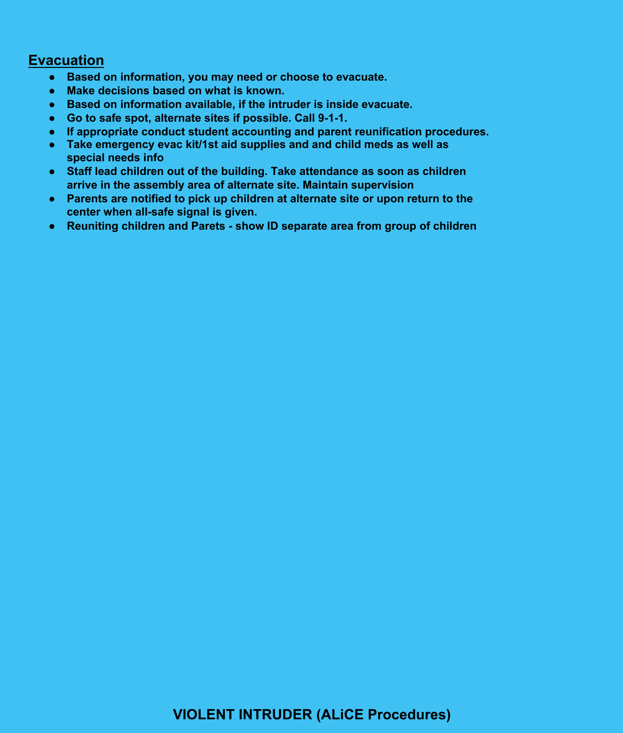## Evacuation

- **Based on information, you may need or choose to evacuate.**
- **Make decisions based on what is known.**
- **Based on information available, if the intruder is inside evacuate.**
- **Go to safe spot, alternate sites if possible. Call 9-1-1.**
- **If appropriate conduct student accounting and parent reunification procedures.**
- **Take emergency evac kit/1st aid supplies and and child meds as well as special needs info**
- **Staff lead children out of the building. Take attendance as soon as children arrive in the assembly area of alternate site. Maintain supervision**
- **Parents are notified to pick up children at alternate site or upon return to the center when all-safe signal is given.**
- **Reuniting children and Parets - show ID separate area from group of children**

**VIOLENT INTRUDER (ALiCE Procedures)**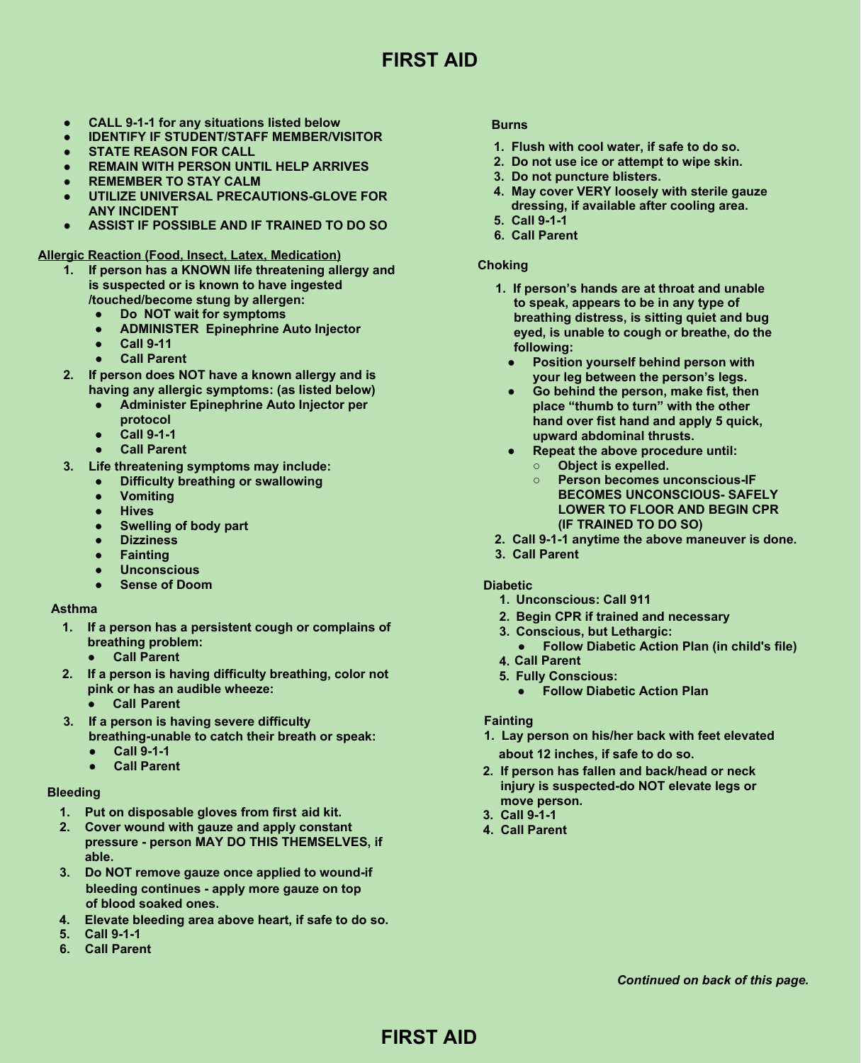# FIRST AID

- **CALL 9-1-1 for any situations listed below**
- **IDENTIFY IF STUDENT/STAFF MEMBER/VISITOR**
- **STATE REASON FOR CALL**
- **REMAIN WITH PERSON UNTIL HELP ARRIVES**
- **REMEMBER TO STAY CALM**
- **UTILIZE UNIVERSAL PRECAUTIONS-GLOVE FOR ANY INCIDENT**
- **ASSIST IF POSSIBLE AND IF TRAINED TO DO SO**

**Allergic Reaction (Food, Insect, Latex, Medication)**

1. **If person has a KNOWN life threatening allergy and is suspected or is known to have ingested /touched/become stung by allergen:**
   - **Do NOT wait for symptoms**
   - **ADMINISTER Epinephrine Auto Injector**
   - **Call 9-11**
   - **Call Parent**
2. **If person does NOT have a known allergy and is having any allergic symptoms: (as listed below)**
   - **Administer Epinephrine Auto Injector per protocol**
   - **Call 9-1-1**
   - **Call Parent**
3. **Life threatening symptoms may include:**
   - **Difficulty breathing or swallowing**
   - **Vomiting**
   - **Hives**
   - **Swelling of body part**
   - **Dizziness**
   - **Fainting**
   - **Unconscious**
   - **Sense of Doom**

**Asthma**

1. **If a person has a persistent cough or complains of breathing problem:**
   - **Call Parent**
2. **If a person is having difficulty breathing, color not pink or has an audible wheeze:**
   - **Call Parent**
3. **If a person is having severe difficulty breathing-unable to catch their breath or speak:**
   - **Call 9-1-1**
   - **Call Parent**

**Bleeding**

1. **Put on disposable gloves from first aid kit.**
2. **Cover wound with gauze and apply constant pressure - person MAY DO THIS THEMSELVES, if able.**
3. **Do NOT remove gauze once applied to wound-if bleeding continues - apply more gauze on top of blood soaked ones.**
4. **Elevate bleeding area above heart, if safe to do so.**
5. **Call 9-1-1**
6. **Call Parent**

**Burns**

1. **Flush with cool water, if safe to do so.**
2. **Do not use ice or attempt to wipe skin.**
3. **Do not puncture blisters.**
4. **May cover VERY loosely with sterile gauze dressing, if available after cooling area.**
5. **Call 9-1-1**
6. **Call Parent**

**Choking**

1. **If person's hands are at throat and unable to speak, appears to be in any type of breathing distress, is sitting quiet and bug eyed, is unable to cough or breathe, do the following:**
   - **Position yourself behind person with your leg between the person's legs.**
   - **Go behind the person, make fist, then place "thumb to turn" with the other hand over fist hand and apply 5 quick, upward abdominal thrusts.**
   - **Repeat the above procedure until:**
     - **Object is expelled.**
     - **Person becomes unconscious-IF BECOMES UNCONSCIOUS- SAFELY LOWER TO FLOOR AND BEGIN CPR (IF TRAINED TO DO SO)**
2. **Call 9-1-1 anytime the above maneuver is done.**
3. **Call Parent**

**Diabetic**

1. **Unconscious: Call 911**
2. **Begin CPR if trained and necessary**
3. **Conscious, but Lethargic:**
   - **Follow Diabetic Action Plan (in child's file)**
4. **Call Parent**
5. **Fully Conscious:**
   - **Follow Diabetic Action Plan**

**Fainting**

1. **Lay person on his/her back with feet elevated about 12 inches, if safe to do so.**
2. **If person has fallen and back/head or neck injury is suspected-do NOT elevate legs or move person.**
3. **Call 9-1-1**
4. **Call Parent**

***Continued on back of this page.***

# FIRST AID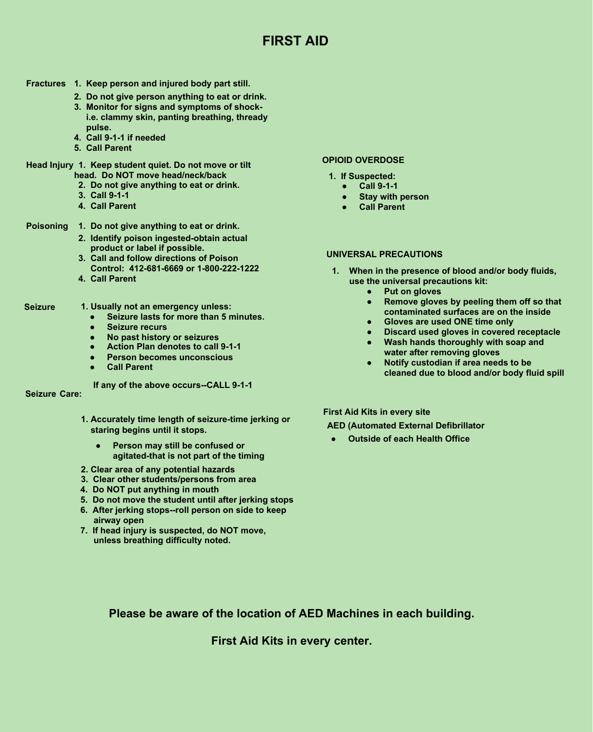# FIRST AID

**Fractures**

1. **Keep person and injured body part still.**
2. **Do not give person anything to eat or drink.**
3. **Monitor for signs and symptoms of shock- i.e. clammy skin, panting breathing, thready pulse.**
4. **Call 9-1-1 if needed**
5. **Call Parent**

**Head Injury**

1. **Keep student quiet. Do not move or tilt head. Do NOT move head/neck/back**
2. **Do not give anything to eat or drink.**
3. **Call 9-1-1**
4. **Call Parent**

**Poisoning**

1. **Do not give anything to eat or drink.**
2. **Identify poison ingested-obtain actual product or label if possible.**
3. **Call and follow directions of Poison Control: 412-681-6669 or 1-800-222-1222**
4. **Call Parent**

**Seizure**

1. **Usually not an emergency unless:**
   - **Seizure lasts for more than 5 minutes.**
   - **Seizure recurs**
   - **No past history or seizures**
   - **Action Plan denotes to call 9-1-1**
   - **Person becomes unconscious**
   - **Call Parent**

**If any of the above occurs--CALL 9-1-1**

**Seizure Care:**

1. **Accurately time length of seizure-time jerking or staring begins until it stops.**
   - **Person may still be confused or agitated-that is not part of the timing**
2. **Clear area of any potential hazards**
3. **Clear other students/persons from area**
4. **Do NOT put anything in mouth**
5. **Do not move the student until after jerking stops**
6. **After jerking stops--roll person on side to keep airway open**
7. **If head injury is suspected, do NOT move, unless breathing difficulty noted.**

**OPIOID OVERDOSE**

1. **If Suspected:**
   - **Call 9-1-1**
   - **Stay with person**
   - **Call Parent**

**UNIVERSAL PRECAUTIONS**

1. **When in the presence of blood and/or body fluids, use the universal precautions kit:**
   - **Put on gloves**
   - **Remove gloves by peeling them off so that contaminated surfaces are on the inside**
   - **Gloves are used ONE time only**
   - **Discard used gloves in covered receptacle**
   - **Wash hands thoroughly with soap and water after removing gloves**
   - **Notify custodian if area needs to be cleaned due to blood and/or body fluid spill**

**First Aid Kits in every site**

**AED (Automated External Defibrillator**

- **Outside of each Health Office**

**Please be aware of the location of AED Machines in each building.**

**First Aid Kits in every center.**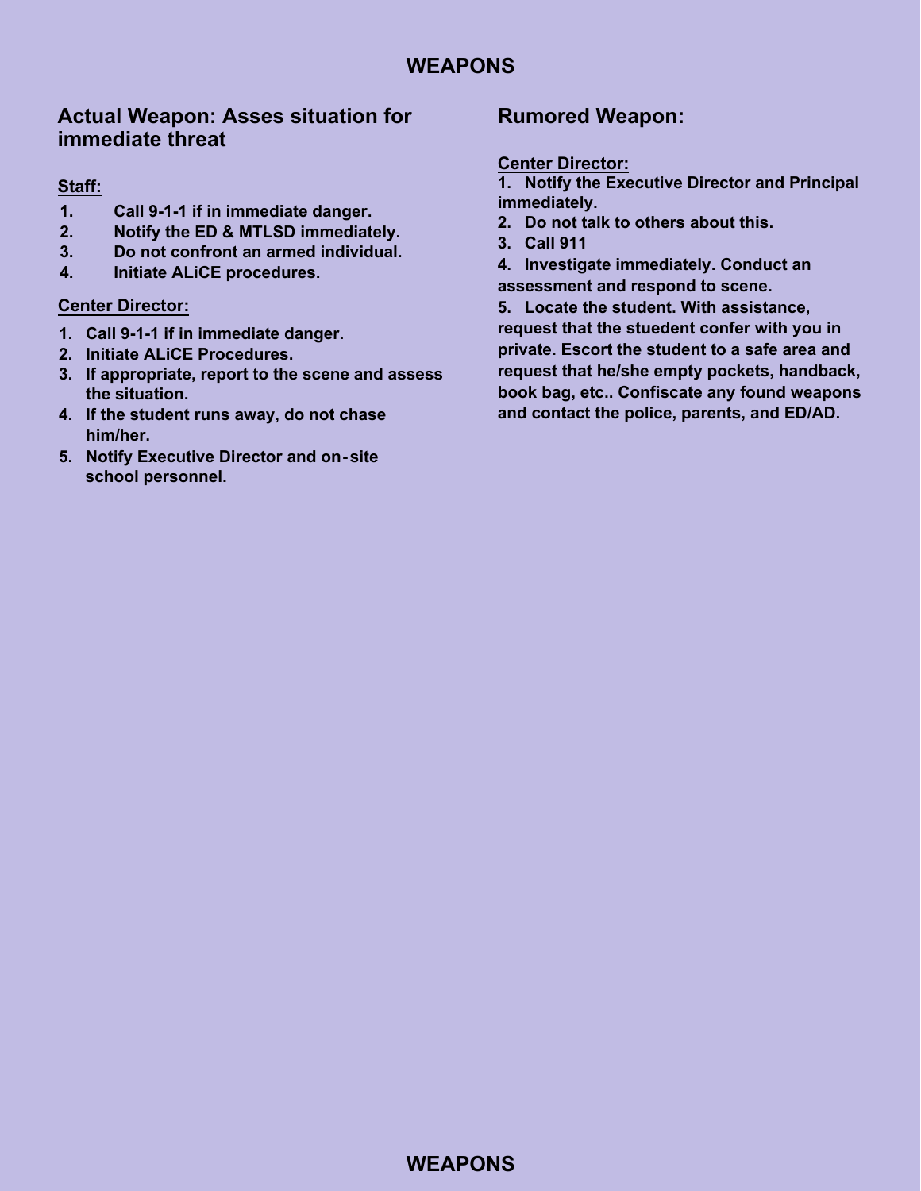# WEAPONS

## Actual Weapon: Asses situation for immediate threat

**Staff:**

1. **Call 9-1-1 if in immediate danger.**
2. **Notify the ED & MTLSD immediately.**
3. **Do not confront an armed individual.**
4. **Initiate ALiCE procedures.**

**Center Director:**

1. **Call 9-1-1 if in immediate danger.**
2. **Initiate ALiCE Procedures.**
3. **If appropriate, report to the scene and assess the situation.**
4. **If the student runs away, do not chase him/her.**
5. **Notify Executive Director and on-site school personnel.**

## Rumored Weapon:

**Center Director:**

1. **Notify the Executive Director and Principal immediately.**
2. **Do not talk to others about this.**
3. **Call 911**
4. **Investigate immediately. Conduct an assessment and respond to scene.**
5. **Locate the student. With assistance, request that the stuedent confer with you in private. Escort the student to a safe area and request that he/she empty pockets, handback, book bag, etc.. Confiscate any found weapons and contact the police, parents, and ED/AD.**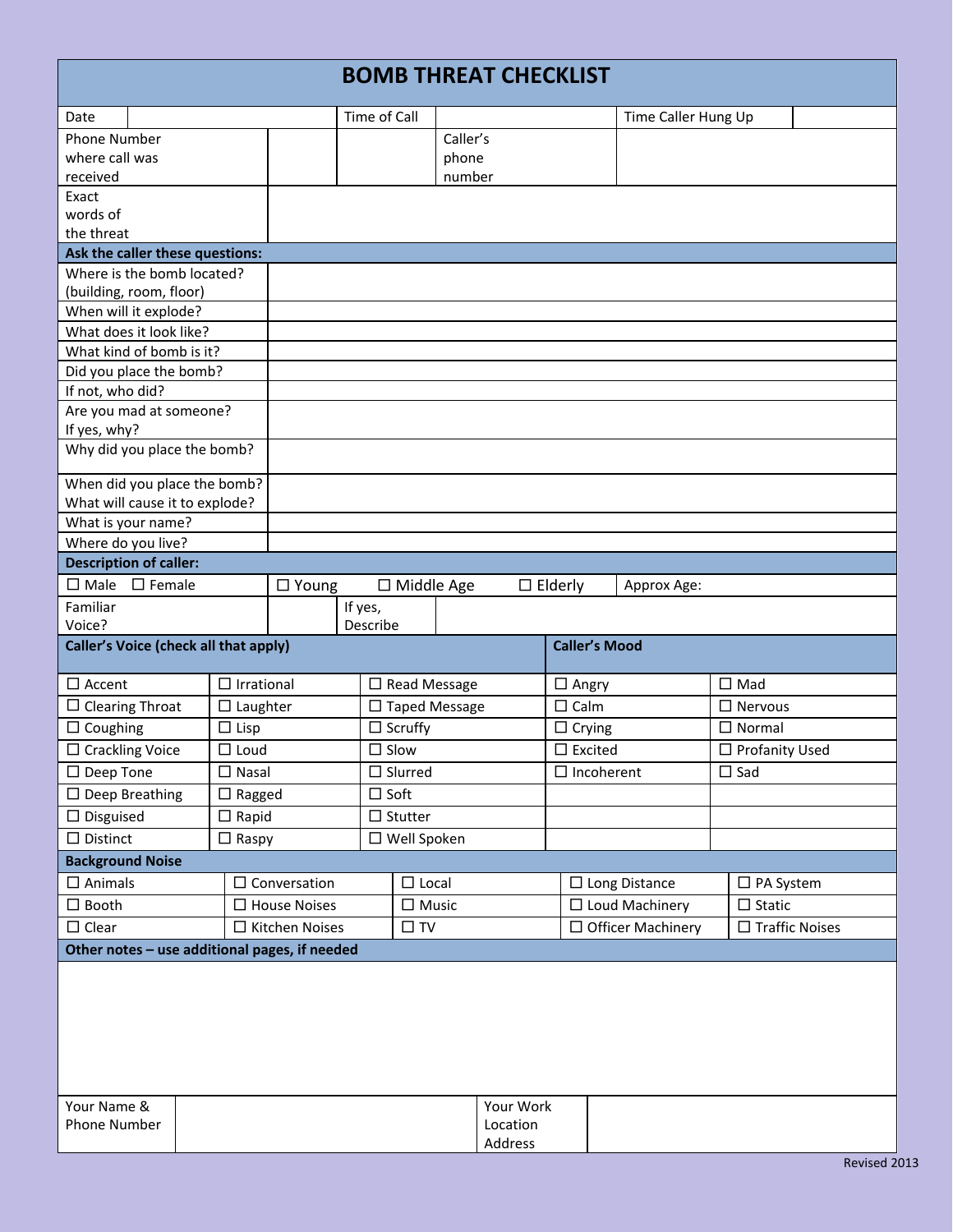# BOMB THREAT CHECKLIST

| | | | | | |
|---|---|---|---|---|---|
| Date | | Time of Call | | Time Caller Hung Up | |
| Phone Number where call was received | | | Caller's phone number | | |
| Exact words of the threat | | | | | |

**Ask the caller these questions:**

| | |
|---|---|
| Where is the bomb located? (building, room, floor) | |
| When will it explode? | |
| What does it look like? | |
| What kind of bomb is it? | |
| Did you place the bomb? | |
| If not, who did? | |
| Are you mad at someone? If yes, why? | |
| Why did you place the bomb? | |
| When did you place the bomb? What will cause it to explode? | |
| What is your name? | |
| Where do you live? | |

**Description of caller:**

| | | | | |
|---|---|---|---|---|
| ☐ Male ☐ Female | ☐ Young | ☐ Middle Age | ☐ Elderly | Approx Age: |
| Familiar Voice? | | If yes, Describe | | |

| **Caller's Voice (check all that apply)** | | | **Caller's Mood** | |
|---|---|---|---|---|
| ☐ Accent | ☐ Irrational | ☐ Read Message | ☐ Angry | ☐ Mad |
| ☐ Clearing Throat | ☐ Laughter | ☐ Taped Message | ☐ Calm | ☐ Nervous |
| ☐ Coughing | ☐ Lisp | ☐ Scruffy | ☐ Crying | ☐ Normal |
| ☐ Crackling Voice | ☐ Loud | ☐ Slow | ☐ Excited | ☐ Profanity Used |
| ☐ Deep Tone | ☐ Nasal | ☐ Slurred | ☐ Incoherent | ☐ Sad |
| ☐ Deep Breathing | ☐ Ragged | ☐ Soft | | |
| ☐ Disguised | ☐ Rapid | ☐ Stutter | | |
| ☐ Distinct | ☐ Raspy | ☐ Well Spoken | | |

**Background Noise**

| | | | | |
|---|---|---|---|---|
| ☐ Animals | ☐ Conversation | ☐ Local | ☐ Long Distance | ☐ PA System |
| ☐ Booth | ☐ House Noises | ☐ Music | ☐ Loud Machinery | ☐ Static |
| ☐ Clear | ☐ Kitchen Noises | ☐ TV | ☐ Officer Machinery | ☐ Traffic Noises |

**Other notes – use additional pages, if needed**

| | | | |
|---|---|---|---|
| Your Name & Phone Number | | Your Work Location Address | |

Revised 2013